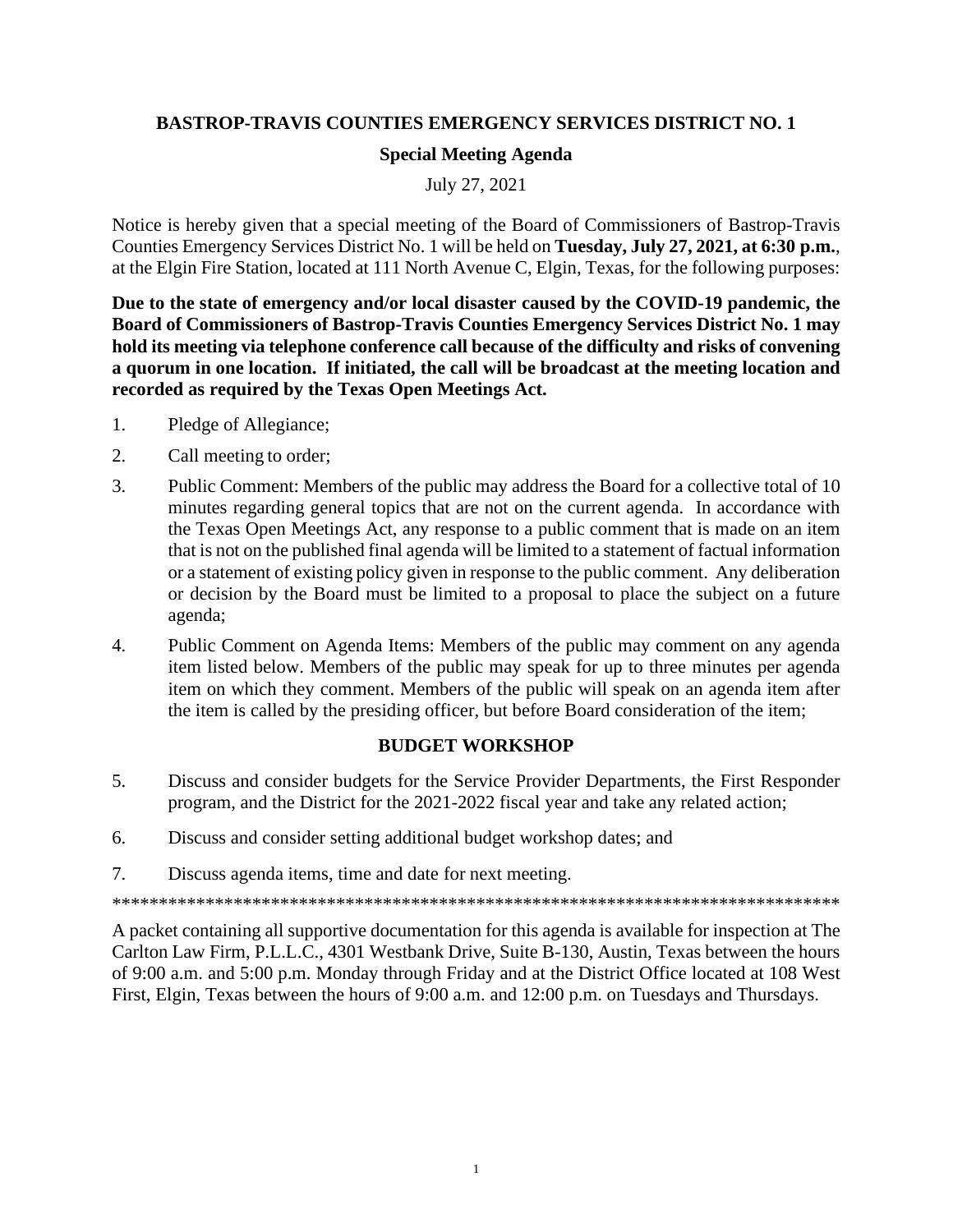**BASTROP-TRAVIS COUNTIES EMERGENCY SERVICES DISTRICT NO. 1**

**Special Meeting Agenda**

July 27, 2021

Notice is hereby given that a special meeting of the Board of Commissioners of Bastrop-Travis Counties Emergency Services District No. 1 will be held on **Tuesday, July 27, 2021, at 6:30 p.m.**, at the Elgin Fire Station, located at 111 North Avenue C, Elgin, Texas, for the following purposes:

**Due to the state of emergency and/or local disaster caused by the COVID-19 pandemic, the Board of Commissioners of Bastrop-Travis Counties Emergency Services District No. 1 may hold its meeting via telephone conference call because of the difficulty and risks of convening a quorum in one location. If initiated, the call will be broadcast at the meeting location and recorded as required by the Texas Open Meetings Act.**

1. Pledge of Allegiance;
2. Call meeting to order;
3. Public Comment: Members of the public may address the Board for a collective total of 10 minutes regarding general topics that are not on the current agenda. In accordance with the Texas Open Meetings Act, any response to a public comment that is made on an item that is not on the published final agenda will be limited to a statement of factual information or a statement of existing policy given in response to the public comment. Any deliberation or decision by the Board must be limited to a proposal to place the subject on a future agenda;
4. Public Comment on Agenda Items: Members of the public may comment on any agenda item listed below. Members of the public may speak for up to three minutes per agenda item on which they comment. Members of the public will speak on an agenda item after the item is called by the presiding officer, but before Board consideration of the item;

**BUDGET WORKSHOP**

5. Discuss and consider budgets for the Service Provider Departments, the First Responder program, and the District for the 2021-2022 fiscal year and take any related action;
6. Discuss and consider setting additional budget workshop dates; and
7. Discuss agenda items, time and date for next meeting.

********************************************************************************

A packet containing all supportive documentation for this agenda is available for inspection at The Carlton Law Firm, P.L.L.C., 4301 Westbank Drive, Suite B-130, Austin, Texas between the hours of 9:00 a.m. and 5:00 p.m. Monday through Friday and at the District Office located at 108 West First, Elgin, Texas between the hours of 9:00 a.m. and 12:00 p.m. on Tuesdays and Thursdays.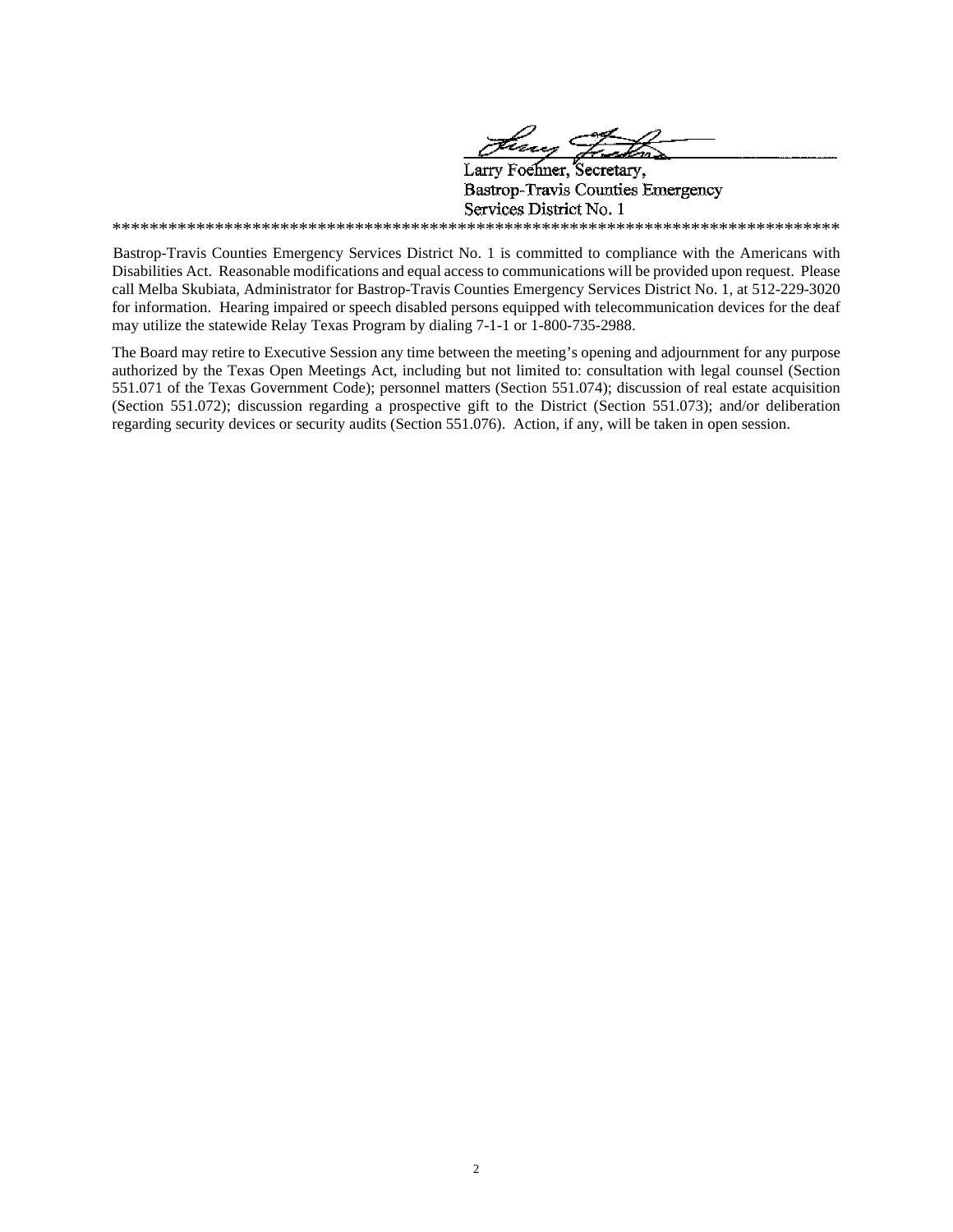Larry Foehner, Secretary,  
Bastrop-Travis Counties Emergency  
Services District No. 1

********************************************************************************

Bastrop-Travis Counties Emergency Services District No. 1 is committed to compliance with the Americans with Disabilities Act. Reasonable modifications and equal access to communications will be provided upon request. Please call Melba Skubiata, Administrator for Bastrop-Travis Counties Emergency Services District No. 1, at 512-229-3020 for information. Hearing impaired or speech disabled persons equipped with telecommunication devices for the deaf may utilize the statewide Relay Texas Program by dialing 7-1-1 or 1-800-735-2988.

The Board may retire to Executive Session any time between the meeting's opening and adjournment for any purpose authorized by the Texas Open Meetings Act, including but not limited to: consultation with legal counsel (Section 551.071 of the Texas Government Code); personnel matters (Section 551.074); discussion of real estate acquisition (Section 551.072); discussion regarding a prospective gift to the District (Section 551.073); and/or deliberation regarding security devices or security audits (Section 551.076). Action, if any, will be taken in open session.